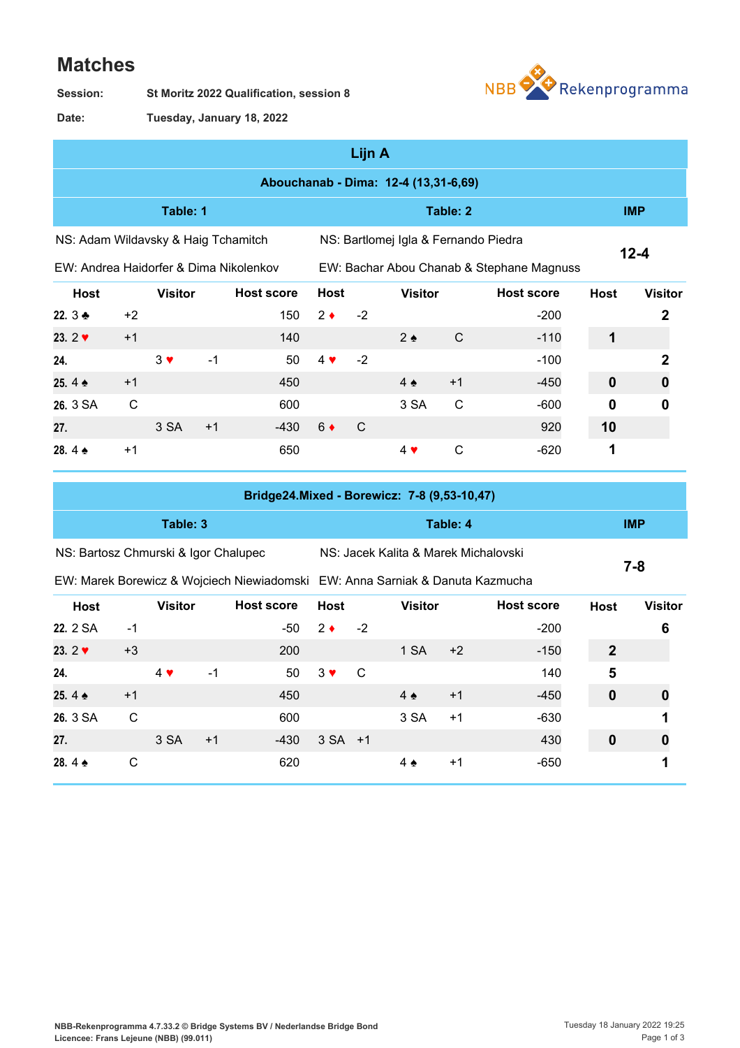# Matches

**Session:** St Moritz 2022 Qualification, session 8

**Date:** Tuesday, January 18, 2022

NBB Rekenprogramma

## Lijn A

### Abouchanab - Dima: 12-4 (13,31-6,69)

| Table: 1 | | | | | | Table: 2 | | | | | | IMP | |
|---|---|---|---|---|---|---|---|---|---|---|---|---|---|
| NS: Adam Wildavsky & Haig Tchamitch | | | | | | NS: Bartlomej Igla & Fernando Piedra | | | | | | 12-4 | |
| EW: Andrea Haidorfer & Dima Nikolenkov | | | | | | EW: Bachar Abou Chanab & Stephane Magnuss | | | | | | | |
| Host | | Visitor | | Host score | | Host | | Visitor | | Host score | | Host | Visitor |
| 22. 3 ♣ | +2 | | | 150 | | 2 ♦ | -2 | | | -200 | | | 2 |
| 23. 2 ♥ | +1 | | | 140 | | | | 2 ♠ | C | -110 | | 1 | |
| 24. | | 3 ♥ | -1 | 50 | | 4 ♥ | -2 | | | -100 | | | 2 |
| 25. 4 ♠ | +1 | | | 450 | | | | 4 ♠ | +1 | -450 | | 0 | 0 |
| 26. 3 SA | C | | | 600 | | | | 3 SA | C | -600 | | 0 | 0 |
| 27. | | 3 SA | +1 | -430 | | 6 ♦ | C | | | 920 | | 10 | |
| 28. 4 ♠ | +1 | | | 650 | | | | 4 ♥ | C | -620 | | 1 | |

### Bridge24.Mixed - Borewicz: 7-8 (9,53-10,47)

| Table: 3 | | | | | | Table: 4 | | | | | | IMP | |
|---|---|---|---|---|---|---|---|---|---|---|---|---|---|
| NS: Bartosz Chmurski & Igor Chalupec | | | | | | NS: Jacek Kalita & Marek Michalovski | | | | | | 7-8 | |
| EW: Marek Borewicz & Wojciech Niewiadomski | | | | | | EW: Anna Sarniak & Danuta Kazmucha | | | | | | | |
| Host | | Visitor | | Host score | | Host | | Visitor | | Host score | | Host | Visitor |
| 22. 2 SA | -1 | | | -50 | | 2 ♦ | -2 | | | -200 | | | 6 |
| 23. 2 ♥ | +3 | | | 200 | | | | 1 SA | +2 | -150 | | 2 | |
| 24. | | 4 ♥ | -1 | 50 | | 3 ♥ | C | | | 140 | | 5 | |
| 25. 4 ♠ | +1 | | | 450 | | | | 4 ♠ | +1 | -450 | | 0 | 0 |
| 26. 3 SA | C | | | 600 | | | | 3 SA | +1 | -630 | | | 1 |
| 27. | | 3 SA | +1 | -430 | | 3 SA | +1 | | | 430 | | 0 | 0 |
| 28. 4 ♠ | C | | | 620 | | | | 4 ♠ | +1 | -650 | | | 1 |

NBB-Rekenprogramma 4.7.33.2 © Bridge Systems BV / Nederlandse Bridge Bond
Licencee: Frans Lejeune (NBB) (99.011)

Tuesday 18 January 2022 19:25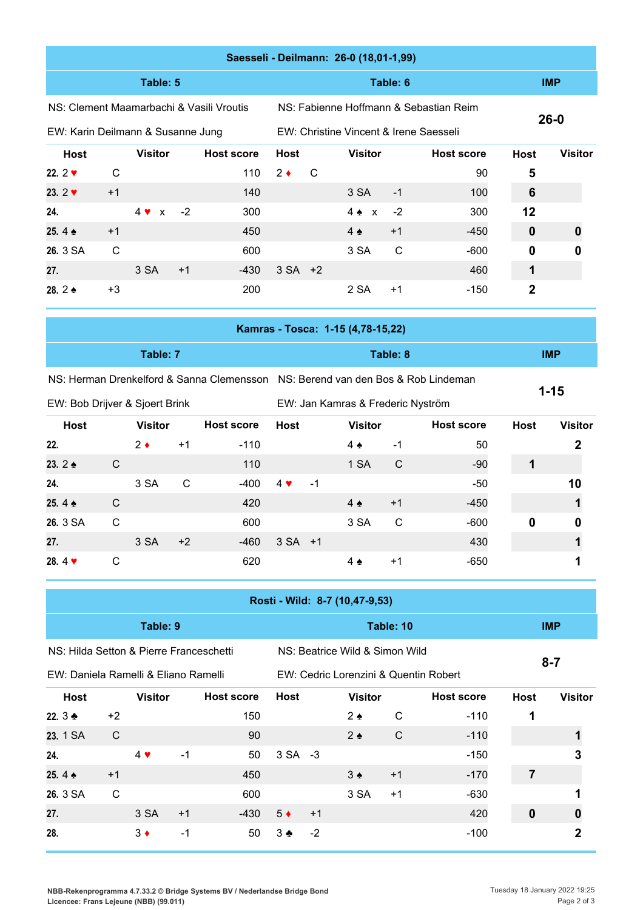## Saesseli - Deilmann: 26-0 (18,01-1,99)

| Table: 5 | | | | Table: 6 | | | | IMP | |
|---|---|---|---|---|---|---|---|---|---|
| NS: Clement Maamarbachi & Vasili Vroutis | | | | NS: Fabienne Hoffmann & Sebastian Reim | | | | 26-0 | |
| EW: Karin Deilmann & Susanne Jung | | | | EW: Christine Vincent & Irene Saesseli | | | | | |
| Host | | Visitor | Host score | Host | | Visitor | Host score | Host | Visitor |
| 22. 2 ♥ | C | | 110 | 2 ♦ | C | | 90 | 5 | |
| 23. 2 ♥ | +1 | | 140 | | | 3 SA -1 | 100 | 6 | |
| 24. | | 4 ♥ x -2 | 300 | | | 4 ♠ x -2 | 300 | 12 | |
| 25. 4 ♠ | +1 | | 450 | | | 4 ♠ +1 | -450 | 0 | 0 |
| 26. 3 SA | C | | 600 | | | 3 SA C | -600 | 0 | 0 |
| 27. | | 3 SA +1 | -430 | 3 SA | +2 | | 460 | 1 | |
| 28. 2 ♠ | +3 | | 200 | | | 2 SA +1 | -150 | 2 | |

## Kamras - Tosca: 1-15 (4,78-15,22)

| Table: 7 | | | | Table: 8 | | | | IMP | |
|---|---|---|---|---|---|---|---|---|---|
| NS: Herman Drenkelford & Sanna Clemensson | | | | NS: Berend van den Bos & Rob Lindeman | | | | 1-15 | |
| EW: Bob Drijver & Sjoert Brink | | | | EW: Jan Kamras & Frederic Nyström | | | | | |
| Host | | Visitor | Host score | Host | | Visitor | Host score | Host | Visitor |
| 22. | | 2 ♦ +1 | -110 | | | 4 ♠ -1 | 50 | | 2 |
| 23. 2 ♠ | C | | 110 | | | 1 SA C | -90 | 1 | |
| 24. | | 3 SA C | -400 | 4 ♥ | -1 | | -50 | | 10 |
| 25. 4 ♠ | C | | 420 | | | 4 ♠ +1 | -450 | | 1 |
| 26. 3 SA | C | | 600 | | | 3 SA C | -600 | 0 | 0 |
| 27. | | 3 SA +2 | -460 | 3 SA | +1 | | 430 | | 1 |
| 28. 4 ♥ | C | | 620 | | | 4 ♠ +1 | -650 | | 1 |

## Rosti - Wild: 8-7 (10,47-9,53)

| Table: 9 | | | | Table: 10 | | | | IMP | |
|---|---|---|---|---|---|---|---|---|---|
| NS: Hilda Setton & Pierre Franceschetti | | | | NS: Beatrice Wild & Simon Wild | | | | 8-7 | |
| EW: Daniela Ramelli & Eliano Ramelli | | | | EW: Cedric Lorenzini & Quentin Robert | | | | | |
| Host | | Visitor | Host score | Host | | Visitor | Host score | Host | Visitor |
| 22. 3 ♣ | +2 | | 150 | | | 2 ♠ C | -110 | 1 | |
| 23. 1 SA | C | | 90 | | | 2 ♠ C | -110 | | 1 |
| 24. | | 4 ♥ -1 | 50 | 3 SA | -3 | | -150 | | 3 |
| 25. 4 ♠ | +1 | | 450 | | | 3 ♠ +1 | -170 | 7 | |
| 26. 3 SA | C | | 600 | | | 3 SA +1 | -630 | | 1 |
| 27. | | 3 SA +1 | -430 | 5 ♦ | +1 | | 420 | 0 | 0 |
| 28. | | 3 ♦ -1 | 50 | 3 ♣ | -2 | | -100 | | 2 |

NBB-Rekenprogramma 4.7.33.2 © Bridge Systems BV / Nederlandse Bridge Bond
Licencee: Frans Lejeune (NBB) (99.011)

Tuesday 18 January 2022 19:25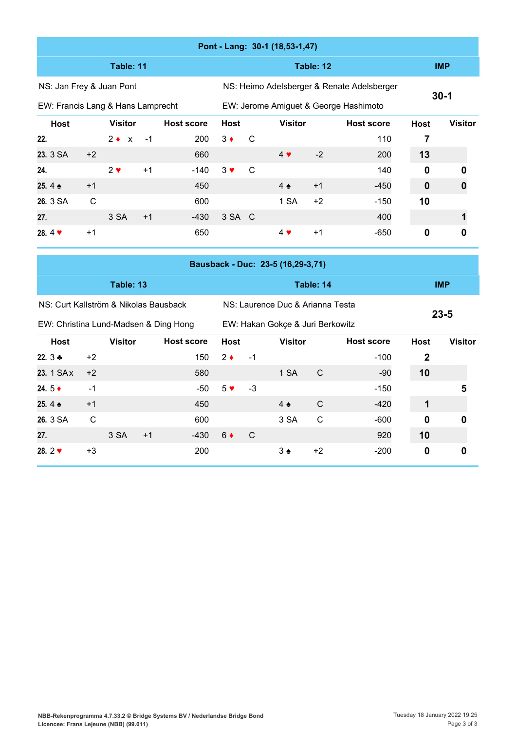## Pont - Lang: 30-1 (18,53-1,47)

| Table: 11 | | | | | | Table: 12 | | | | | IMP | |
|---|---|---|---|---|---|---|---|---|---|---|---|---|
| NS: Jan Frey & Juan Pont | | | | | | NS: Heimo Adelsberger & Renate Adelsberger | | | | | 30-1 | |
| EW: Francis Lang & Hans Lamprecht | | | | | | EW: Jerome Amiguet & George Hashimoto | | | | | | |
| | Host | | Visitor | | Host score | Host | | Visitor | | Host score | Host | Visitor |
| **22.** | | | 2♦ x | -1 | 200 | 3♦ | C | | | 110 | 7 | |
| **23.** | 3 SA | +2 | | | 660 | | | 4♥ | -2 | 200 | 13 | |
| **24.** | | | 2♥ | +1 | -140 | 3♥ | C | | | 140 | 0 | 0 |
| **25.** | 4♠ | +1 | | | 450 | | | 4♠ | +1 | -450 | 0 | 0 |
| **26.** | 3 SA | C | | | 600 | | | 1 SA | +2 | -150 | 10 | |
| **27.** | | | 3 SA | +1 | -430 | 3 SA | C | | | 400 | | 1 |
| **28.** | 4♥ | +1 | | | 650 | | | 4♥ | +1 | -650 | 0 | 0 |

## Bausback - Duc: 23-5 (16,29-3,71)

| Table: 13 | | | | | | Table: 14 | | | | | IMP | |
|---|---|---|---|---|---|---|---|---|---|---|---|---|
| NS: Curt Kallström & Nikolas Bausback | | | | | | NS: Laurence Duc & Arianna Testa | | | | | 23-5 | |
| EW: Christina Lund-Madsen & Ding Hong | | | | | | EW: Hakan Gokçe & Juri Berkowitz | | | | | | |
| | Host | | Visitor | | Host score | Host | | Visitor | | Host score | Host | Visitor |
| **22.** | 3♣ | +2 | | | 150 | 2♦ | -1 | | | -100 | 2 | |
| **23.** | 1 SAx | +2 | | | 580 | | | 1 SA | C | -90 | 10 | |
| **24.** | 5♦ | -1 | | | -50 | 5♥ | -3 | | | -150 | | 5 |
| **25.** | 4♠ | +1 | | | 450 | | | 4♠ | C | -420 | 1 | |
| **26.** | 3 SA | C | | | 600 | | | 3 SA | C | -600 | 0 | 0 |
| **27.** | | | 3 SA | +1 | -430 | 6♦ | C | | | 920 | 10 | |
| **28.** | 2♥ | +3 | | | 200 | | | 3♠ | +2 | -200 | 0 | 0 |

NBB-Rekenprogramma 4.7.33.2 © Bridge Systems BV / Nederlandse Bridge Bond
Licencee: Frans Lejeune (NBB) (99.011)

Tuesday 18 January 2022 19:25